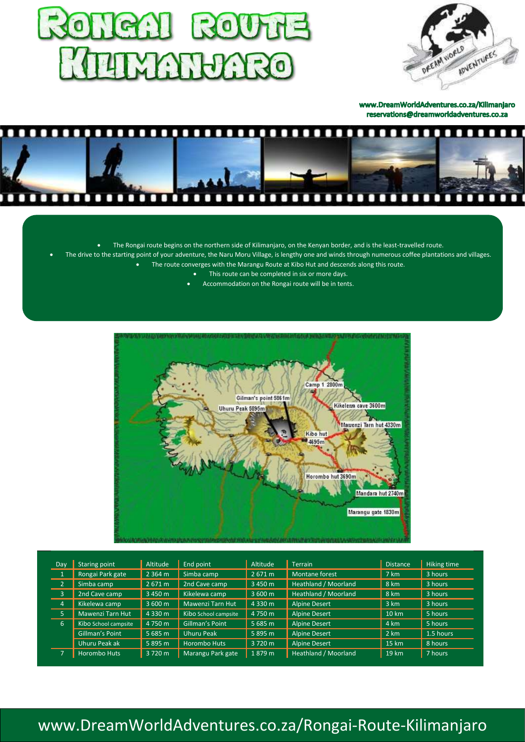# Rongai Route Kilimanjaro

www.DreamWorldAdventures.co.za/Kilimanjaro
reservations@dreamworldadventures.co.za

- The Rongai route begins on the northern side of Kilimanjaro, on the Kenyan border, and is the least-travelled route.
- The drive to the starting point of your adventure, the Naru Moru Village, is lengthy one and winds through numerous coffee plantations and villages.
- The route converges with the Marangu Route at Kibo Hut and descends along this route.
- This route can be completed in six or more days.
- Accommodation on the Rongai route will be in tents.

| Day | Staring point | Altitude | End point | Altitude | Terrain | Distance | Hiking time |
|---|---|---|---|---|---|---|---|
| 1 | Rongai Park gate | 2 364 m | Simba camp | 2 671 m | Montane forest | 7 km | 3 hours |
| 2 | Simba camp | 2 671 m | 2nd Cave camp | 3 450 m | Heathland / Moorland | 8 km | 3 hours |
| 3 | 2nd Cave camp | 3 450 m | Kikelewa camp | 3 600 m | Heathland / Moorland | 8 km | 3 hours |
| 4 | Kikelewa camp | 3 600 m | Mawenzi Tarn Hut | 4 330 m | Alpine Desert | 3 km | 3 hours |
| 5 | Mawenzi Tarn Hut | 4 330 m | Kibo School campsite | 4 750 m | Alpine Desert | 10 km | 5 hours |
| 6 | Kibo School campsite | 4 750 m | Gillman's Point | 5 685 m | Alpine Desert | 4 km | 5 hours |
|  | Gillman's Point | 5 685 m | Uhuru Peak | 5 895 m | Alpine Desert | 2 km | 1.5 hours |
|  | Uhuru Peak ak | 5 895 m | Horombo Huts | 3 720 m | Alpine Desert | 15 km | 8 hours |
| 7 | Horombo Huts | 3 720 m | Marangu Park gate | 1 879 m | Heathland / Moorland | 19 km | 7 hours |

www.DreamWorldAdventures.co.za/Rongai-Route-Kilimanjaro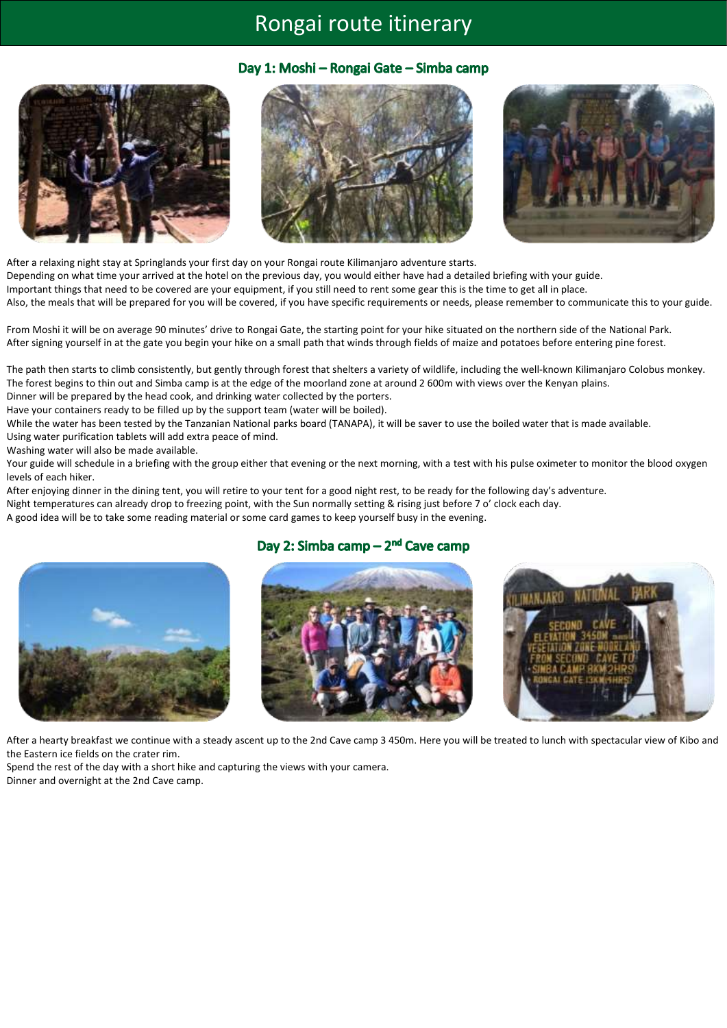# Rongai route itinerary

## Day 1: Moshi – Rongai Gate – Simba camp

After a relaxing night stay at Springlands your first day on your Rongai route Kilimanjaro adventure starts.
Depending on what time your arrived at the hotel on the previous day, you would either have had a detailed briefing with your guide.
Important things that need to be covered are your equipment, if you still need to rent some gear this is the time to get all in place.
Also, the meals that will be prepared for you will be covered, if you have specific requirements or needs, please remember to communicate this to your guide.

From Moshi it will be on average 90 minutes' drive to Rongai Gate, the starting point for your hike situated on the northern side of the National Park.
After signing yourself in at the gate you begin your hike on a small path that winds through fields of maize and potatoes before entering pine forest.

The path then starts to climb consistently, but gently through forest that shelters a variety of wildlife, including the well-known Kilimanjaro Colobus monkey.
The forest begins to thin out and Simba camp is at the edge of the moorland zone at around 2 600m with views over the Kenyan plains.
Dinner will be prepared by the head cook, and drinking water collected by the porters.
Have your containers ready to be filled up by the support team (water will be boiled).
While the water has been tested by the Tanzanian National parks board (TANAPA), it will be saver to use the boiled water that is made available.
Using water purification tablets will add extra peace of mind.
Washing water will also be made available.
Your guide will schedule in a briefing with the group either that evening or the next morning, with a test with his pulse oximeter to monitor the blood oxygen levels of each hiker.
After enjoying dinner in the dining tent, you will retire to your tent for a good night rest, to be ready for the following day's adventure.
Night temperatures can already drop to freezing point, with the Sun normally setting & rising just before 7 o' clock each day.
A good idea will be to take some reading material or some card games to keep yourself busy in the evening.

## Day 2: Simba camp – 2nd Cave camp

After a hearty breakfast we continue with a steady ascent up to the 2nd Cave camp 3 450m. Here you will be treated to lunch with spectacular view of Kibo and the Eastern ice fields on the crater rim.
Spend the rest of the day with a short hike and capturing the views with your camera.
Dinner and overnight at the 2nd Cave camp.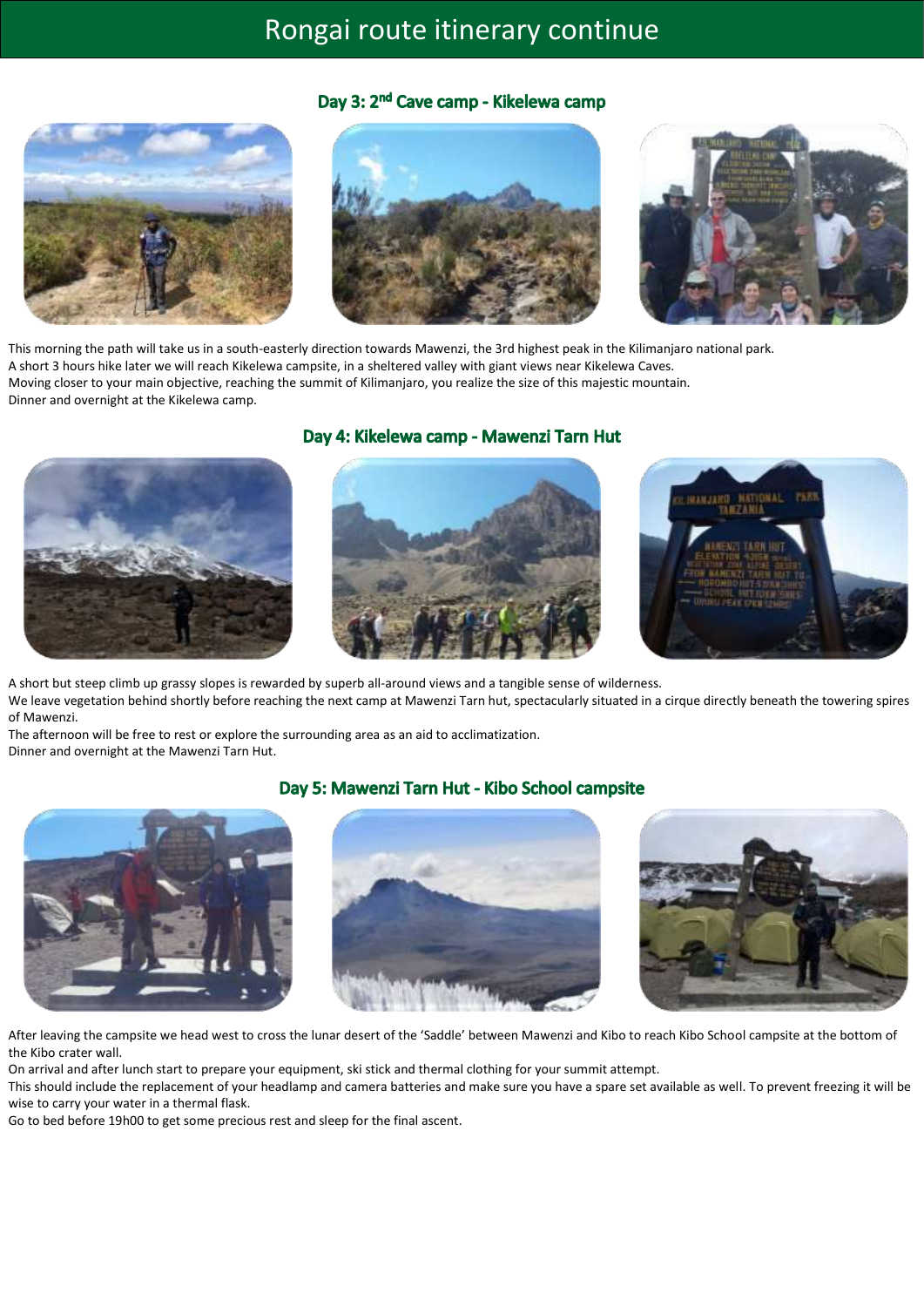# Rongai route itinerary continue

## Day 3: 2nd Cave camp - Kikelewa camp

This morning the path will take us in a south-easterly direction towards Mawenzi, the 3rd highest peak in the Kilimanjaro national park.
A short 3 hours hike later we will reach Kikelewa campsite, in a sheltered valley with giant views near Kikelewa Caves.
Moving closer to your main objective, reaching the summit of Kilimanjaro, you realize the size of this majestic mountain.
Dinner and overnight at the Kikelewa camp.

## Day 4: Kikelewa camp - Mawenzi Tarn Hut

A short but steep climb up grassy slopes is rewarded by superb all-around views and a tangible sense of wilderness.
We leave vegetation behind shortly before reaching the next camp at Mawenzi Tarn hut, spectacularly situated in a cirque directly beneath the towering spires of Mawenzi.
The afternoon will be free to rest or explore the surrounding area as an aid to acclimatization.
Dinner and overnight at the Mawenzi Tarn Hut.

## Day 5: Mawenzi Tarn Hut - Kibo School campsite

After leaving the campsite we head west to cross the lunar desert of the 'Saddle' between Mawenzi and Kibo to reach Kibo School campsite at the bottom of the Kibo crater wall.
On arrival and after lunch start to prepare your equipment, ski stick and thermal clothing for your summit attempt.
This should include the replacement of your headlamp and camera batteries and make sure you have a spare set available as well. To prevent freezing it will be wise to carry your water in a thermal flask.
Go to bed before 19h00 to get some precious rest and sleep for the final ascent.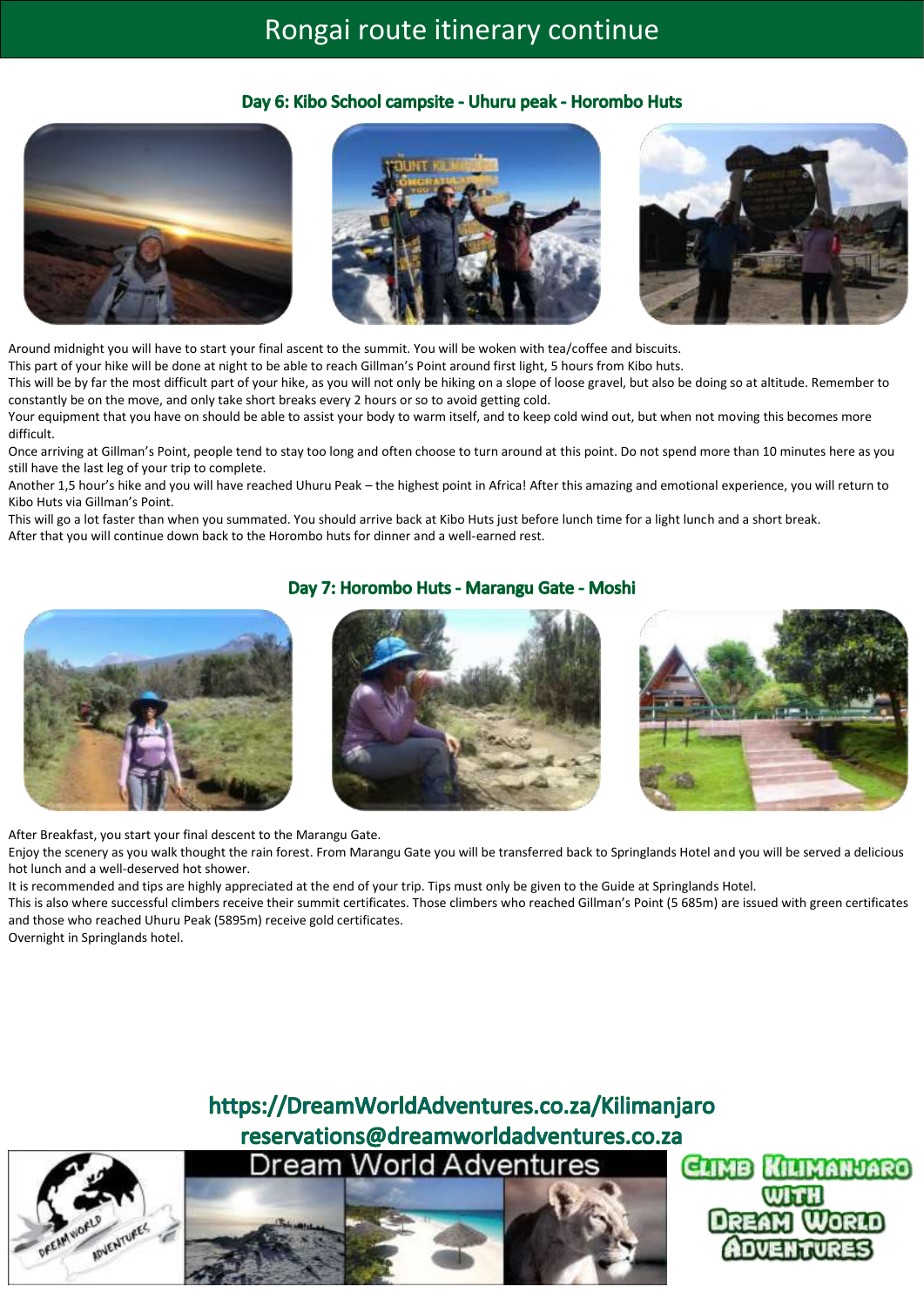# Rongai route itinerary continue

## Day 6: Kibo School campsite - Uhuru peak - Horombo Huts

Around midnight you will have to start your final ascent to the summit. You will be woken with tea/coffee and biscuits.

This part of your hike will be done at night to be able to reach Gillman's Point around first light, 5 hours from Kibo huts.

This will be by far the most difficult part of your hike, as you will not only be hiking on a slope of loose gravel, but also be doing so at altitude. Remember to constantly be on the move, and only take short breaks every 2 hours or so to avoid getting cold.

Your equipment that you have on should be able to assist your body to warm itself, and to keep cold wind out, but when not moving this becomes more difficult.

Once arriving at Gillman's Point, people tend to stay too long and often choose to turn around at this point. Do not spend more than 10 minutes here as you still have the last leg of your trip to complete.

Another 1,5 hour's hike and you will have reached Uhuru Peak – the highest point in Africa! After this amazing and emotional experience, you will return to Kibo Huts via Gillman's Point.

This will go a lot faster than when you summated. You should arrive back at Kibo Huts just before lunch time for a light lunch and a short break.

After that you will continue down back to the Horombo huts for dinner and a well-earned rest.

## Day 7: Horombo Huts - Marangu Gate - Moshi

After Breakfast, you start your final descent to the Marangu Gate.

Enjoy the scenery as you walk thought the rain forest. From Marangu Gate you will be transferred back to Springlands Hotel and you will be served a delicious hot lunch and a well-deserved hot shower.

It is recommended and tips are highly appreciated at the end of your trip. Tips must only be given to the Guide at Springlands Hotel.

This is also where successful climbers receive their summit certificates. Those climbers who reached Gillman's Point (5 685m) are issued with green certificates and those who reached Uhuru Peak (5895m) receive gold certificates.

Overnight in Springlands hotel.

https://DreamWorldAdventures.co.za/Kilimanjaro

reservations@dreamworldadventures.co.za